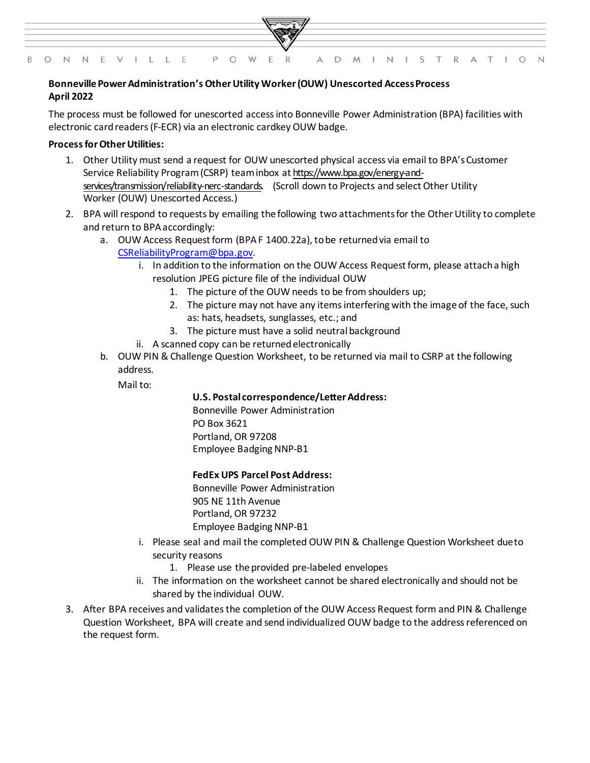BONNEVILLE POWER ADMINISTRATION

**Bonneville Power Administration's Other Utility Worker (OUW) Unescorted Access Process**
**April 2022**

The process must be followed for unescorted access into Bonneville Power Administration (BPA) facilities with electronic card readers (F-ECR) via an electronic cardkey OUW badge.

**Process for Other Utilities:**

1. Other Utility must send a request for OUW unescorted physical access via email to BPA's Customer Service Reliability Program (CSRP) team inbox at https://www.bpa.gov/energy-and-services/transmission/reliability-nerc-standards. (Scroll down to Projects and select Other Utility Worker (OUW) Unescorted Access.)
2. BPA will respond to requests by emailing the following two attachments for the Other Utility to complete and return to BPA accordingly:
   a. OUW Access Request form (BPA F 1400.22a), to be returned via email to CSReliabilityProgram@bpa.gov.
      i. In addition to the information on the OUW Access Request form, please attach a high resolution JPEG picture file of the individual OUW
         1. The picture of the OUW needs to be from shoulders up;
         2. The picture may not have any items interfering with the image of the face, such as: hats, headsets, sunglasses, etc.; and
         3. The picture must have a solid neutral background
      ii. A scanned copy can be returned electronically
   b. OUW PIN & Challenge Question Worksheet, to be returned via mail to CSRP at the following address.

      Mail to:

      **U.S. Postal correspondence/Letter Address:**
      Bonneville Power Administration
      PO Box 3621
      Portland, OR 97208
      Employee Badging NNP-B1

      **FedEx UPS Parcel Post Address:**
      Bonneville Power Administration
      905 NE 11th Avenue
      Portland, OR 97232
      Employee Badging NNP-B1

      i. Please seal and mail the completed OUW PIN & Challenge Question Worksheet due to security reasons
         1. Please use the provided pre-labeled envelopes
      ii. The information on the worksheet cannot be shared electronically and should not be shared by the individual OUW.
3. After BPA receives and validates the completion of the OUW Access Request form and PIN & Challenge Question Worksheet, BPA will create and send individualized OUW badge to the address referenced on the request form.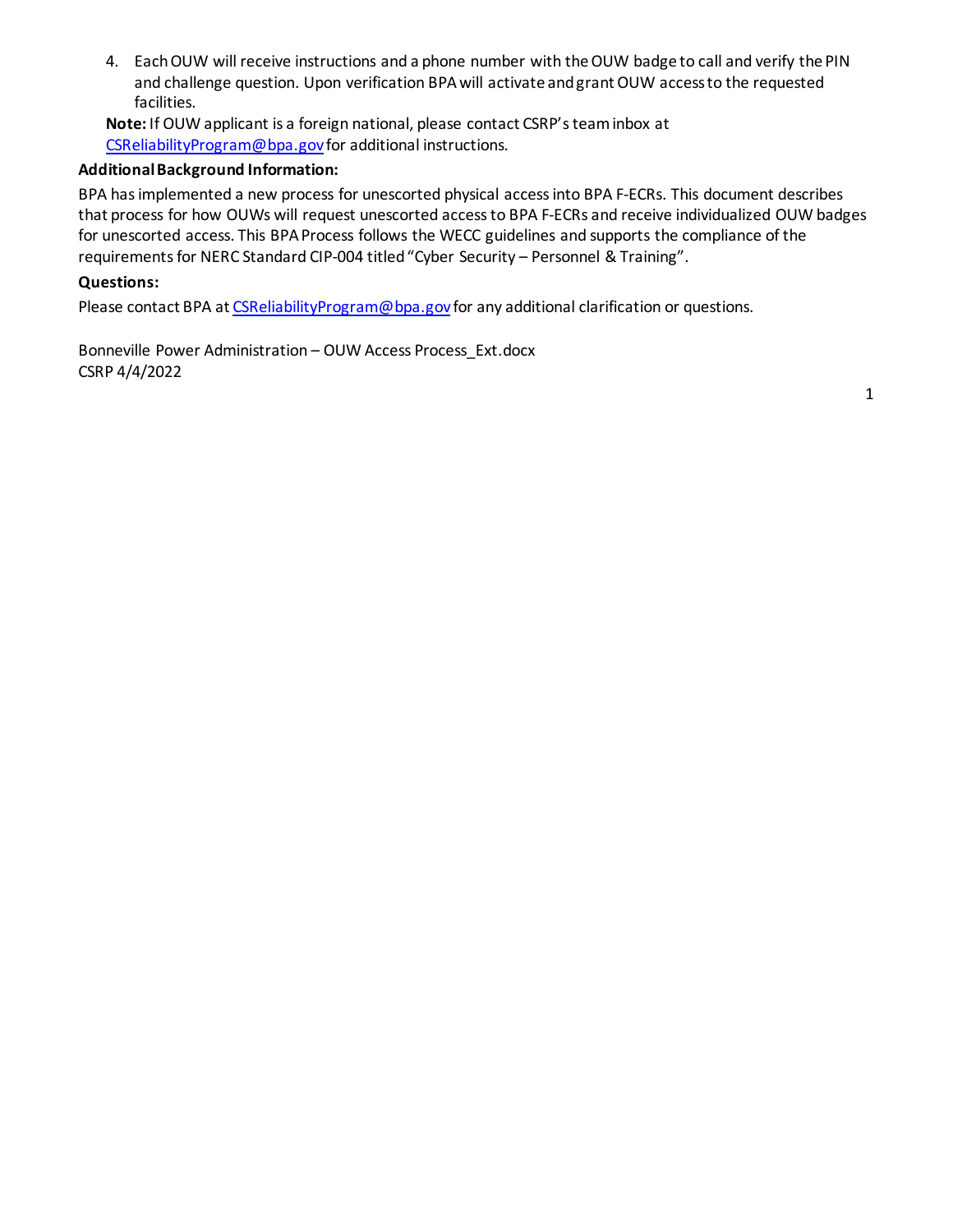4. Each OUW will receive instructions and a phone number with the OUW badge to call and verify the PIN and challenge question. Upon verification BPA will activate and grant OUW access to the requested facilities.

**Note:** If OUW applicant is a foreign national, please contact CSRP's team inbox at CSReliabilityProgram@bpa.gov for additional instructions.

**Additional Background Information:**

BPA has implemented a new process for unescorted physical access into BPA F-ECRs. This document describes that process for how OUWs will request unescorted access to BPA F-ECRs and receive individualized OUW badges for unescorted access. This BPA Process follows the WECC guidelines and supports the compliance of the requirements for NERC Standard CIP-004 titled "Cyber Security – Personnel & Training".

**Questions:**

Please contact BPA at CSReliabilityProgram@bpa.gov for any additional clarification or questions.

Bonneville Power Administration – OUW Access Process_Ext.docx
CSRP 4/4/2022